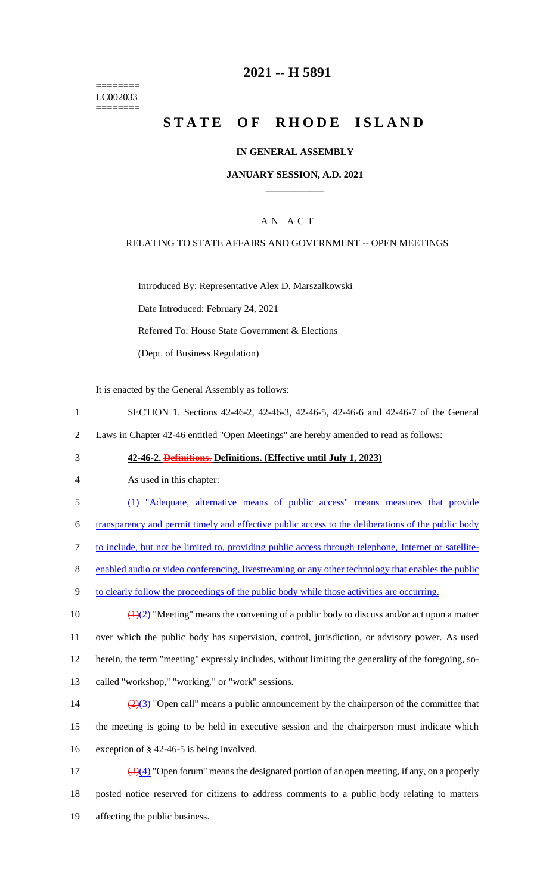========
LC002033
========

# 2021 -- H 5891

# STATE OF RHODE ISLAND

**IN GENERAL ASSEMBLY**

**JANUARY SESSION, A.D. 2021**

____________

A N A C T

RELATING TO STATE AFFAIRS AND GOVERNMENT -- OPEN MEETINGS

Introduced By: Representative Alex D. Marszalkowski

Date Introduced: February 24, 2021

Referred To: House State Government & Elections

(Dept. of Business Regulation)

It is enacted by the General Assembly as follows:

1 SECTION 1. Sections 42-46-2, 42-46-3, 42-46-5, 42-46-6 and 42-46-7 of the General
2 Laws in Chapter 42-46 entitled "Open Meetings" are hereby amended to read as follows:

3 **42-46-2. ~~Definitions.~~ Definitions. (Effective until July 1, 2023)**

4 As used in this chapter:

5 (1) "Adequate, alternative means of public access" means measures that provide
6 transparency and permit timely and effective public access to the deliberations of the public body
7 to include, but not be limited to, providing public access through telephone, Internet or satellite-
8 enabled audio or video conferencing, livestreaming or any other technology that enables the public
9 to clearly follow the proceedings of the public body while those activities are occurring.

10 ~~(1)~~(2) "Meeting" means the convening of a public body to discuss and/or act upon a matter
11 over which the public body has supervision, control, jurisdiction, or advisory power. As used
12 herein, the term "meeting" expressly includes, without limiting the generality of the foregoing, so-
13 called "workshop," "working," or "work" sessions.

14 ~~(2)~~(3) "Open call" means a public announcement by the chairperson of the committee that
15 the meeting is going to be held in executive session and the chairperson must indicate which
16 exception of § 42-46-5 is being involved.

17 ~~(3)~~(4) "Open forum" means the designated portion of an open meeting, if any, on a properly
18 posted notice reserved for citizens to address comments to a public body relating to matters
19 affecting the public business.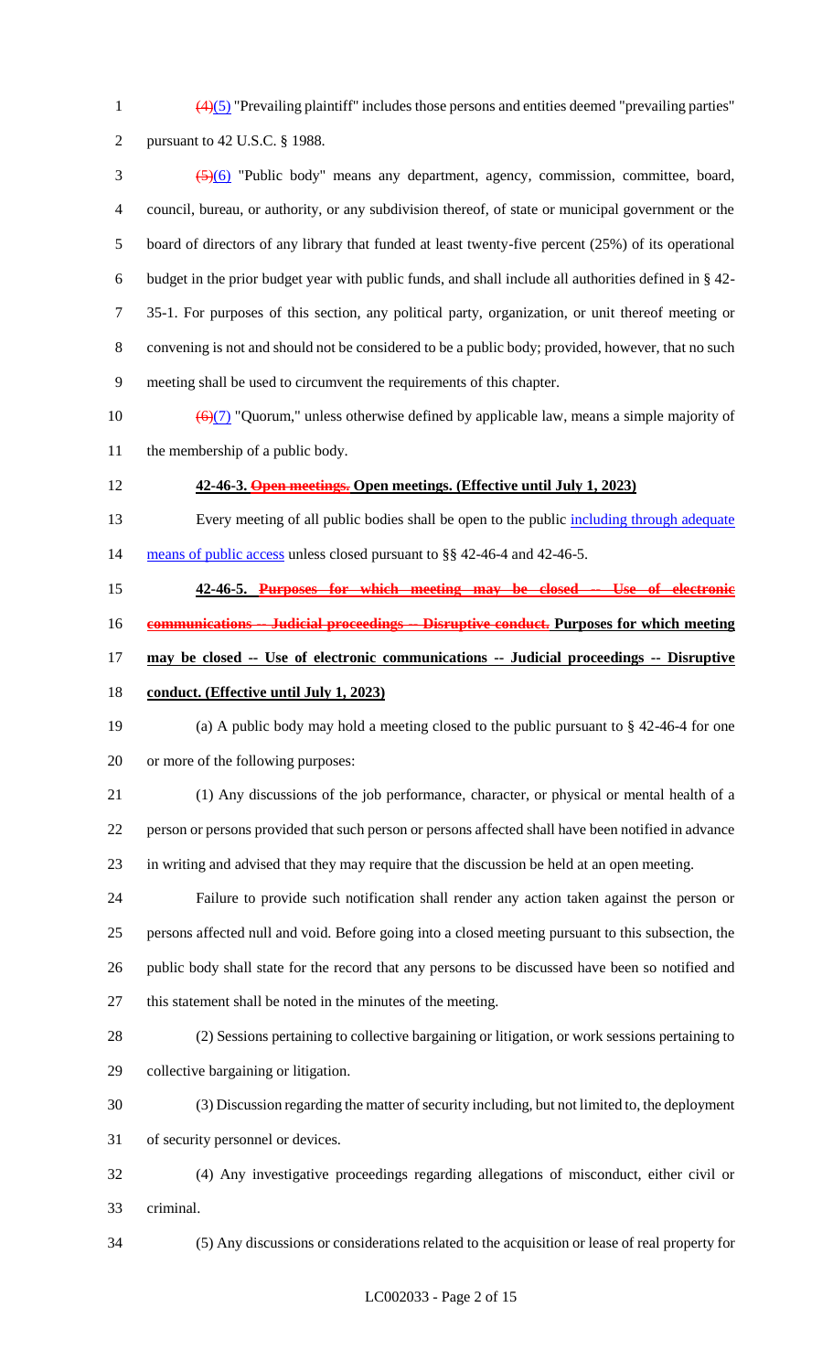~~(4)~~(5) "Prevailing plaintiff" includes those persons and entities deemed "prevailing parties" pursuant to 42 U.S.C. § 1988.

~~(5)~~(6) "Public body" means any department, agency, commission, committee, board, council, bureau, or authority, or any subdivision thereof, of state or municipal government or the board of directors of any library that funded at least twenty-five percent (25%) of its operational budget in the prior budget year with public funds, and shall include all authorities defined in § 42-35-1. For purposes of this section, any political party, organization, or unit thereof meeting or convening is not and should not be considered to be a public body; provided, however, that no such meeting shall be used to circumvent the requirements of this chapter.

~~(6)~~(7) "Quorum," unless otherwise defined by applicable law, means a simple majority of the membership of a public body.

**42-46-3. ~~Open meetings.~~ Open meetings. (Effective until July 1, 2023)**

Every meeting of all public bodies shall be open to the public including through adequate means of public access unless closed pursuant to §§ 42-46-4 and 42-46-5.

**42-46-5. ~~Purposes for which meeting may be closed -- Use of electronic communications -- Judicial proceedings -- Disruptive conduct.~~ Purposes for which meeting may be closed -- Use of electronic communications -- Judicial proceedings -- Disruptive conduct. (Effective until July 1, 2023)**

(a) A public body may hold a meeting closed to the public pursuant to § 42-46-4 for one or more of the following purposes:

(1) Any discussions of the job performance, character, or physical or mental health of a person or persons provided that such person or persons affected shall have been notified in advance in writing and advised that they may require that the discussion be held at an open meeting.

Failure to provide such notification shall render any action taken against the person or persons affected null and void. Before going into a closed meeting pursuant to this subsection, the public body shall state for the record that any persons to be discussed have been so notified and this statement shall be noted in the minutes of the meeting.

(2) Sessions pertaining to collective bargaining or litigation, or work sessions pertaining to collective bargaining or litigation.

(3) Discussion regarding the matter of security including, but not limited to, the deployment of security personnel or devices.

(4) Any investigative proceedings regarding allegations of misconduct, either civil or criminal.

(5) Any discussions or considerations related to the acquisition or lease of real property for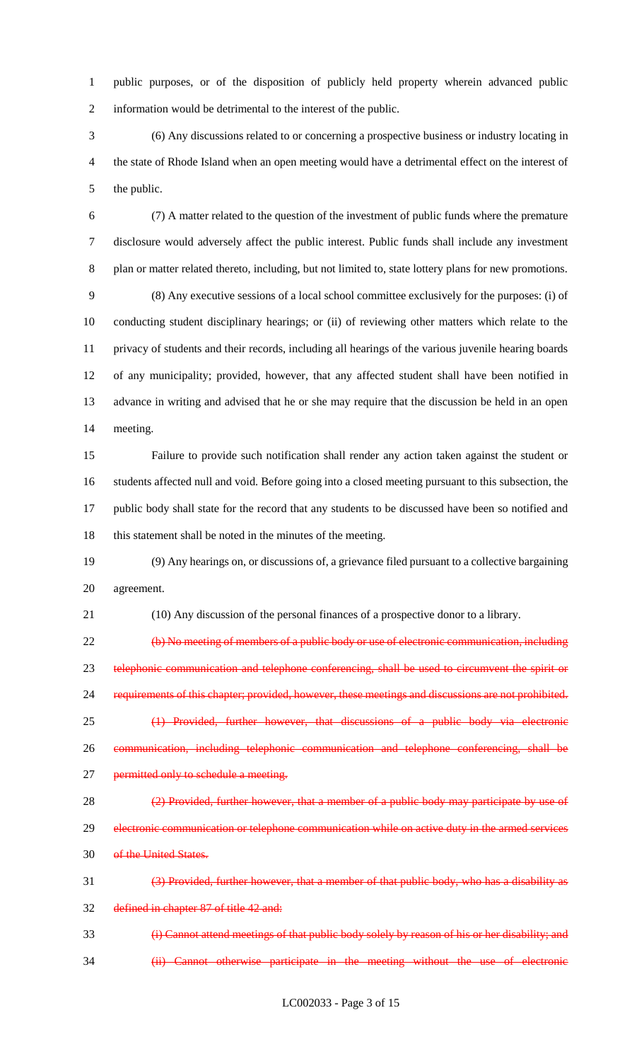public purposes, or of the disposition of publicly held property wherein advanced public information would be detrimental to the interest of the public.

(6) Any discussions related to or concerning a prospective business or industry locating in the state of Rhode Island when an open meeting would have a detrimental effect on the interest of the public.

(7) A matter related to the question of the investment of public funds where the premature disclosure would adversely affect the public interest. Public funds shall include any investment plan or matter related thereto, including, but not limited to, state lottery plans for new promotions.

(8) Any executive sessions of a local school committee exclusively for the purposes: (i) of conducting student disciplinary hearings; or (ii) of reviewing other matters which relate to the privacy of students and their records, including all hearings of the various juvenile hearing boards of any municipality; provided, however, that any affected student shall have been notified in advance in writing and advised that he or she may require that the discussion be held in an open meeting.

Failure to provide such notification shall render any action taken against the student or students affected null and void. Before going into a closed meeting pursuant to this subsection, the public body shall state for the record that any students to be discussed have been so notified and this statement shall be noted in the minutes of the meeting.

(9) Any hearings on, or discussions of, a grievance filed pursuant to a collective bargaining agreement.

(10) Any discussion of the personal finances of a prospective donor to a library.

~~(b) No meeting of members of a public body or use of electronic communication, including telephonic communication and telephone conferencing, shall be used to circumvent the spirit or requirements of this chapter; provided, however, these meetings and discussions are not prohibited.~~

~~(1) Provided, further however, that discussions of a public body via electronic communication, including telephonic communication and telephone conferencing, shall be permitted only to schedule a meeting.~~

~~(2) Provided, further however, that a member of a public body may participate by use of electronic communication or telephone communication while on active duty in the armed services of the United States.~~

~~(3) Provided, further however, that a member of that public body, who has a disability as defined in chapter 87 of title 42 and:~~

~~(i) Cannot attend meetings of that public body solely by reason of his or her disability; and~~

~~(ii) Cannot otherwise participate in the meeting without the use of electronic~~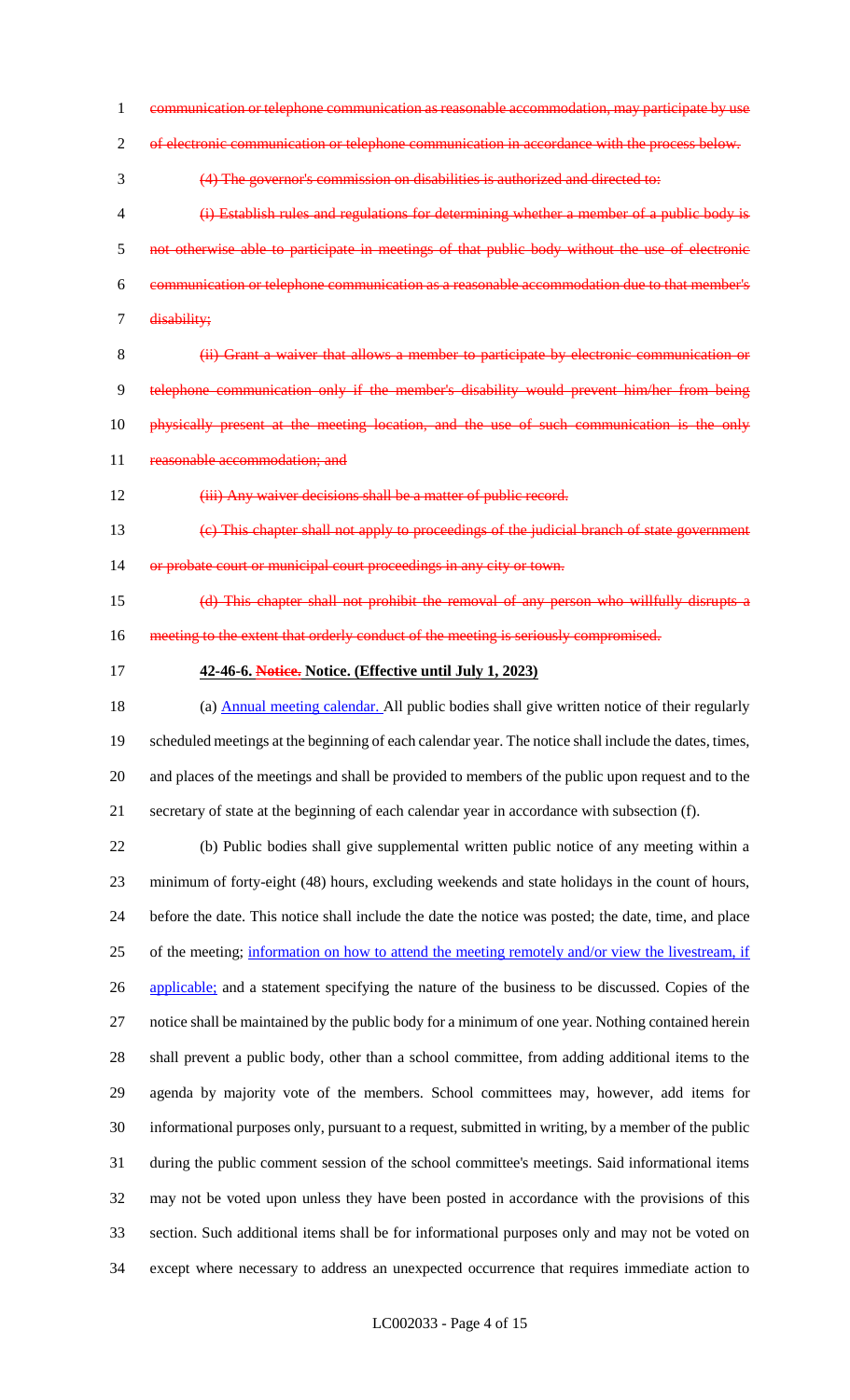communication or telephone communication as reasonable accommodation, may participate by use of electronic communication or telephone communication in accordance with the process below.

(4) The governor's commission on disabilities is authorized and directed to:

(i) Establish rules and regulations for determining whether a member of a public body is not otherwise able to participate in meetings of that public body without the use of electronic communication or telephone communication as a reasonable accommodation due to that member's disability;

(ii) Grant a waiver that allows a member to participate by electronic communication or telephone communication only if the member's disability would prevent him/her from being physically present at the meeting location, and the use of such communication is the only reasonable accommodation; and

(iii) Any waiver decisions shall be a matter of public record.

(c) This chapter shall not apply to proceedings of the judicial branch of state government or probate court or municipal court proceedings in any city or town.

(d) This chapter shall not prohibit the removal of any person who willfully disrupts a meeting to the extent that orderly conduct of the meeting is seriously compromised.

**42-46-6. ~~Notice.~~ Notice. (Effective until July 1, 2023)**

(a) Annual meeting calendar. All public bodies shall give written notice of their regularly scheduled meetings at the beginning of each calendar year. The notice shall include the dates, times, and places of the meetings and shall be provided to members of the public upon request and to the secretary of state at the beginning of each calendar year in accordance with subsection (f).

(b) Public bodies shall give supplemental written public notice of any meeting within a minimum of forty-eight (48) hours, excluding weekends and state holidays in the count of hours, before the date. This notice shall include the date the notice was posted; the date, time, and place of the meeting; information on how to attend the meeting remotely and/or view the livestream, if applicable; and a statement specifying the nature of the business to be discussed. Copies of the notice shall be maintained by the public body for a minimum of one year. Nothing contained herein shall prevent a public body, other than a school committee, from adding additional items to the agenda by majority vote of the members. School committees may, however, add items for informational purposes only, pursuant to a request, submitted in writing, by a member of the public during the public comment session of the school committee's meetings. Said informational items may not be voted upon unless they have been posted in accordance with the provisions of this section. Such additional items shall be for informational purposes only and may not be voted on except where necessary to address an unexpected occurrence that requires immediate action to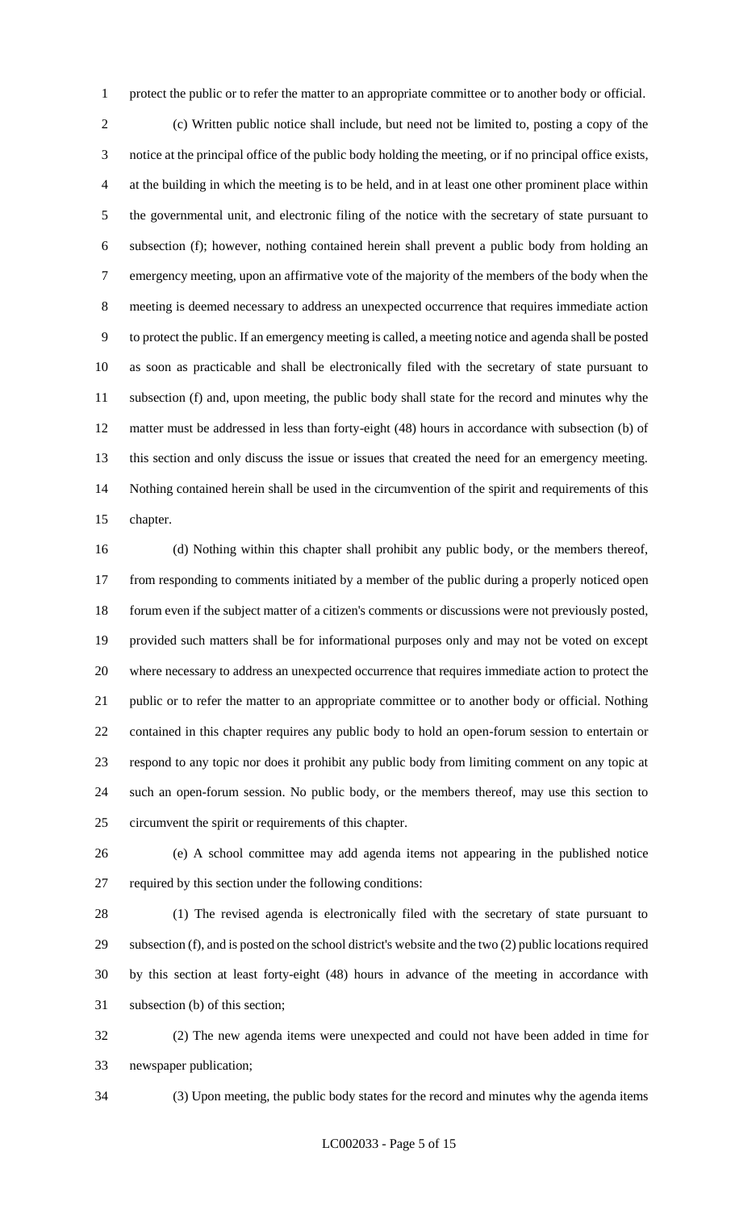protect the public or to refer the matter to an appropriate committee or to another body or official.

(c) Written public notice shall include, but need not be limited to, posting a copy of the notice at the principal office of the public body holding the meeting, or if no principal office exists, at the building in which the meeting is to be held, and in at least one other prominent place within the governmental unit, and electronic filing of the notice with the secretary of state pursuant to subsection (f); however, nothing contained herein shall prevent a public body from holding an emergency meeting, upon an affirmative vote of the majority of the members of the body when the meeting is deemed necessary to address an unexpected occurrence that requires immediate action to protect the public. If an emergency meeting is called, a meeting notice and agenda shall be posted as soon as practicable and shall be electronically filed with the secretary of state pursuant to subsection (f) and, upon meeting, the public body shall state for the record and minutes why the matter must be addressed in less than forty-eight (48) hours in accordance with subsection (b) of this section and only discuss the issue or issues that created the need for an emergency meeting. Nothing contained herein shall be used in the circumvention of the spirit and requirements of this chapter.

(d) Nothing within this chapter shall prohibit any public body, or the members thereof, from responding to comments initiated by a member of the public during a properly noticed open forum even if the subject matter of a citizen's comments or discussions were not previously posted, provided such matters shall be for informational purposes only and may not be voted on except where necessary to address an unexpected occurrence that requires immediate action to protect the public or to refer the matter to an appropriate committee or to another body or official. Nothing contained in this chapter requires any public body to hold an open-forum session to entertain or respond to any topic nor does it prohibit any public body from limiting comment on any topic at such an open-forum session. No public body, or the members thereof, may use this section to circumvent the spirit or requirements of this chapter.

(e) A school committee may add agenda items not appearing in the published notice required by this section under the following conditions:

(1) The revised agenda is electronically filed with the secretary of state pursuant to subsection (f), and is posted on the school district's website and the two (2) public locations required by this section at least forty-eight (48) hours in advance of the meeting in accordance with subsection (b) of this section;

(2) The new agenda items were unexpected and could not have been added in time for newspaper publication;

(3) Upon meeting, the public body states for the record and minutes why the agenda items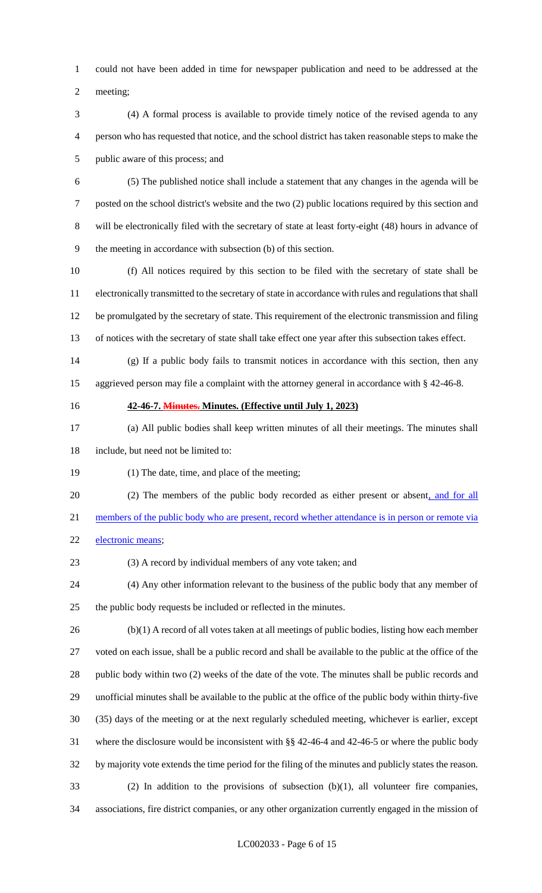could not have been added in time for newspaper publication and need to be addressed at the meeting;

(4) A formal process is available to provide timely notice of the revised agenda to any person who has requested that notice, and the school district has taken reasonable steps to make the public aware of this process; and

(5) The published notice shall include a statement that any changes in the agenda will be posted on the school district's website and the two (2) public locations required by this section and will be electronically filed with the secretary of state at least forty-eight (48) hours in advance of the meeting in accordance with subsection (b) of this section.

(f) All notices required by this section to be filed with the secretary of state shall be electronically transmitted to the secretary of state in accordance with rules and regulations that shall be promulgated by the secretary of state. This requirement of the electronic transmission and filing of notices with the secretary of state shall take effect one year after this subsection takes effect.

(g) If a public body fails to transmit notices in accordance with this section, then any aggrieved person may file a complaint with the attorney general in accordance with § 42-46-8.

**42-46-7. ~~Minutes.~~ Minutes. (Effective until July 1, 2023)**

(a) All public bodies shall keep written minutes of all their meetings. The minutes shall include, but need not be limited to:

(1) The date, time, and place of the meeting;

(2) The members of the public body recorded as either present or absent, and for all members of the public body who are present, record whether attendance is in person or remote via electronic means;

(3) A record by individual members of any vote taken; and

(4) Any other information relevant to the business of the public body that any member of the public body requests be included or reflected in the minutes.

(b)(1) A record of all votes taken at all meetings of public bodies, listing how each member voted on each issue, shall be a public record and shall be available to the public at the office of the public body within two (2) weeks of the date of the vote. The minutes shall be public records and unofficial minutes shall be available to the public at the office of the public body within thirty-five (35) days of the meeting or at the next regularly scheduled meeting, whichever is earlier, except where the disclosure would be inconsistent with §§ 42-46-4 and 42-46-5 or where the public body by majority vote extends the time period for the filing of the minutes and publicly states the reason.

(2) In addition to the provisions of subsection (b)(1), all volunteer fire companies, associations, fire district companies, or any other organization currently engaged in the mission of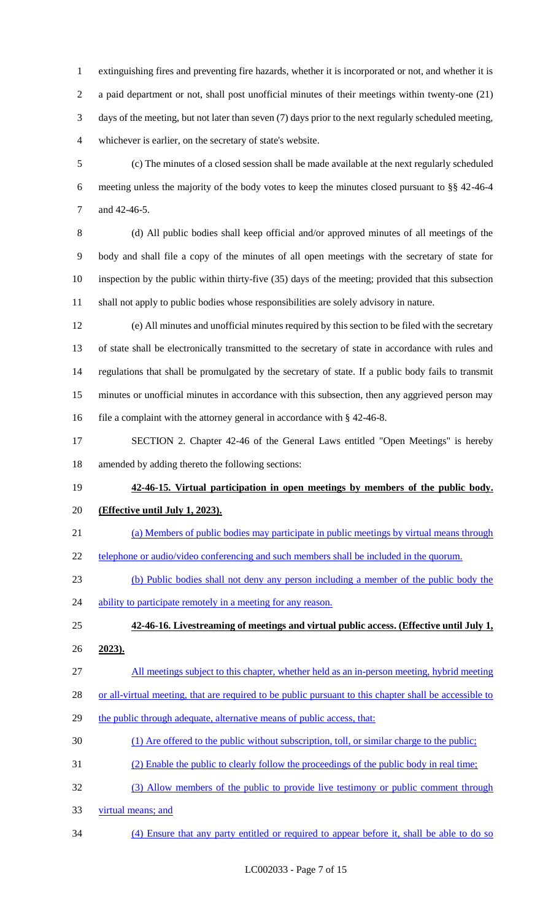extinguishing fires and preventing fire hazards, whether it is incorporated or not, and whether it is a paid department or not, shall post unofficial minutes of their meetings within twenty-one (21) days of the meeting, but not later than seven (7) days prior to the next regularly scheduled meeting, whichever is earlier, on the secretary of state's website.

(c) The minutes of a closed session shall be made available at the next regularly scheduled meeting unless the majority of the body votes to keep the minutes closed pursuant to §§ 42-46-4 and 42-46-5.

(d) All public bodies shall keep official and/or approved minutes of all meetings of the body and shall file a copy of the minutes of all open meetings with the secretary of state for inspection by the public within thirty-five (35) days of the meeting; provided that this subsection shall not apply to public bodies whose responsibilities are solely advisory in nature.

(e) All minutes and unofficial minutes required by this section to be filed with the secretary of state shall be electronically transmitted to the secretary of state in accordance with rules and regulations that shall be promulgated by the secretary of state. If a public body fails to transmit minutes or unofficial minutes in accordance with this subsection, then any aggrieved person may file a complaint with the attorney general in accordance with § 42-46-8.

SECTION 2. Chapter 42-46 of the General Laws entitled "Open Meetings" is hereby amended by adding thereto the following sections:

**42-46-15. Virtual participation in open meetings by members of the public body. (Effective until July 1, 2023).**

(a) Members of public bodies may participate in public meetings by virtual means through telephone or audio/video conferencing and such members shall be included in the quorum.

(b) Public bodies shall not deny any person including a member of the public body the ability to participate remotely in a meeting for any reason.

**42-46-16. Livestreaming of meetings and virtual public access. (Effective until July 1, 2023).**

All meetings subject to this chapter, whether held as an in-person meeting, hybrid meeting or all-virtual meeting, that are required to be public pursuant to this chapter shall be accessible to the public through adequate, alternative means of public access, that:

(1) Are offered to the public without subscription, toll, or similar charge to the public;

(2) Enable the public to clearly follow the proceedings of the public body in real time;

(3) Allow members of the public to provide live testimony or public comment through virtual means; and

(4) Ensure that any party entitled or required to appear before it, shall be able to do so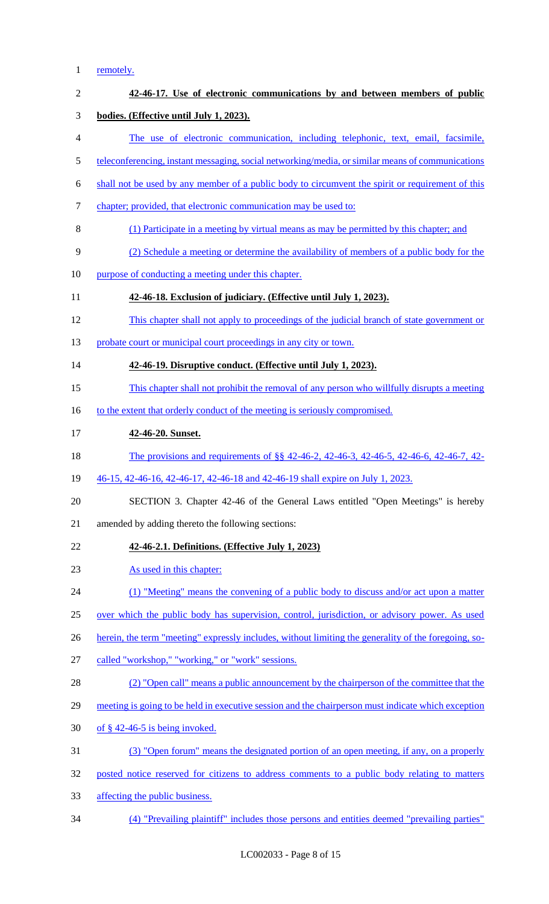remotely.

**42-46-17. Use of electronic communications by and between members of public bodies. (Effective until July 1, 2023).**

The use of electronic communication, including telephonic, text, email, facsimile, teleconferencing, instant messaging, social networking/media, or similar means of communications shall not be used by any member of a public body to circumvent the spirit or requirement of this chapter; provided, that electronic communication may be used to:

(1) Participate in a meeting by virtual means as may be permitted by this chapter; and

(2) Schedule a meeting or determine the availability of members of a public body for the purpose of conducting a meeting under this chapter.

**42-46-18. Exclusion of judiciary. (Effective until July 1, 2023).**

This chapter shall not apply to proceedings of the judicial branch of state government or probate court or municipal court proceedings in any city or town.

**42-46-19. Disruptive conduct. (Effective until July 1, 2023).**

This chapter shall not prohibit the removal of any person who willfully disrupts a meeting to the extent that orderly conduct of the meeting is seriously compromised.

**42-46-20. Sunset.**

The provisions and requirements of §§ 42-46-2, 42-46-3, 42-46-5, 42-46-6, 42-46-7, 42-46-15, 42-46-16, 42-46-17, 42-46-18 and 42-46-19 shall expire on July 1, 2023.

SECTION 3. Chapter 42-46 of the General Laws entitled "Open Meetings" is hereby amended by adding thereto the following sections:

**42-46-2.1. Definitions. (Effective July 1, 2023)**

As used in this chapter:

(1) "Meeting" means the convening of a public body to discuss and/or act upon a matter over which the public body has supervision, control, jurisdiction, or advisory power. As used herein, the term "meeting" expressly includes, without limiting the generality of the foregoing, so-called "workshop," "working," or "work" sessions.

(2) "Open call" means a public announcement by the chairperson of the committee that the meeting is going to be held in executive session and the chairperson must indicate which exception of § 42-46-5 is being invoked.

(3) "Open forum" means the designated portion of an open meeting, if any, on a properly posted notice reserved for citizens to address comments to a public body relating to matters affecting the public business.

(4) "Prevailing plaintiff" includes those persons and entities deemed "prevailing parties"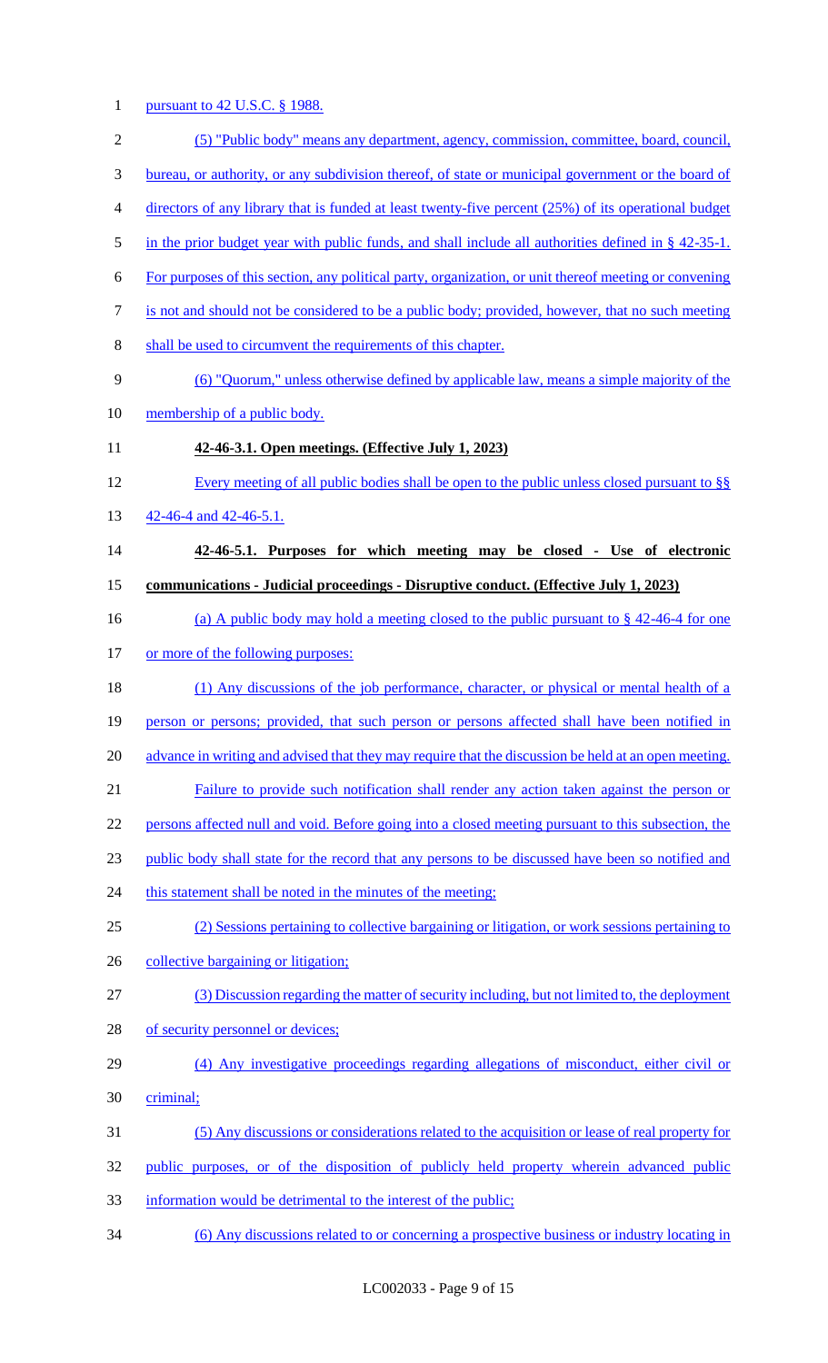pursuant to 42 U.S.C. § 1988.

(5) "Public body" means any department, agency, commission, committee, board, council, bureau, or authority, or any subdivision thereof, of state or municipal government or the board of directors of any library that is funded at least twenty-five percent (25%) of its operational budget in the prior budget year with public funds, and shall include all authorities defined in § 42-35-1. For purposes of this section, any political party, organization, or unit thereof meeting or convening is not and should not be considered to be a public body; provided, however, that no such meeting shall be used to circumvent the requirements of this chapter.

(6) "Quorum," unless otherwise defined by applicable law, means a simple majority of the membership of a public body.

**42-46-3.1. Open meetings. (Effective July 1, 2023)**

Every meeting of all public bodies shall be open to the public unless closed pursuant to §§ 42-46-4 and 42-46-5.1.

**42-46-5.1. Purposes for which meeting may be closed - Use of electronic communications - Judicial proceedings - Disruptive conduct. (Effective July 1, 2023)**

(a) A public body may hold a meeting closed to the public pursuant to § 42-46-4 for one or more of the following purposes:

(1) Any discussions of the job performance, character, or physical or mental health of a person or persons; provided, that such person or persons affected shall have been notified in advance in writing and advised that they may require that the discussion be held at an open meeting.

Failure to provide such notification shall render any action taken against the person or persons affected null and void. Before going into a closed meeting pursuant to this subsection, the public body shall state for the record that any persons to be discussed have been so notified and this statement shall be noted in the minutes of the meeting;

(2) Sessions pertaining to collective bargaining or litigation, or work sessions pertaining to collective bargaining or litigation;

(3) Discussion regarding the matter of security including, but not limited to, the deployment of security personnel or devices;

(4) Any investigative proceedings regarding allegations of misconduct, either civil or criminal;

(5) Any discussions or considerations related to the acquisition or lease of real property for public purposes, or of the disposition of publicly held property wherein advanced public information would be detrimental to the interest of the public;

(6) Any discussions related to or concerning a prospective business or industry locating in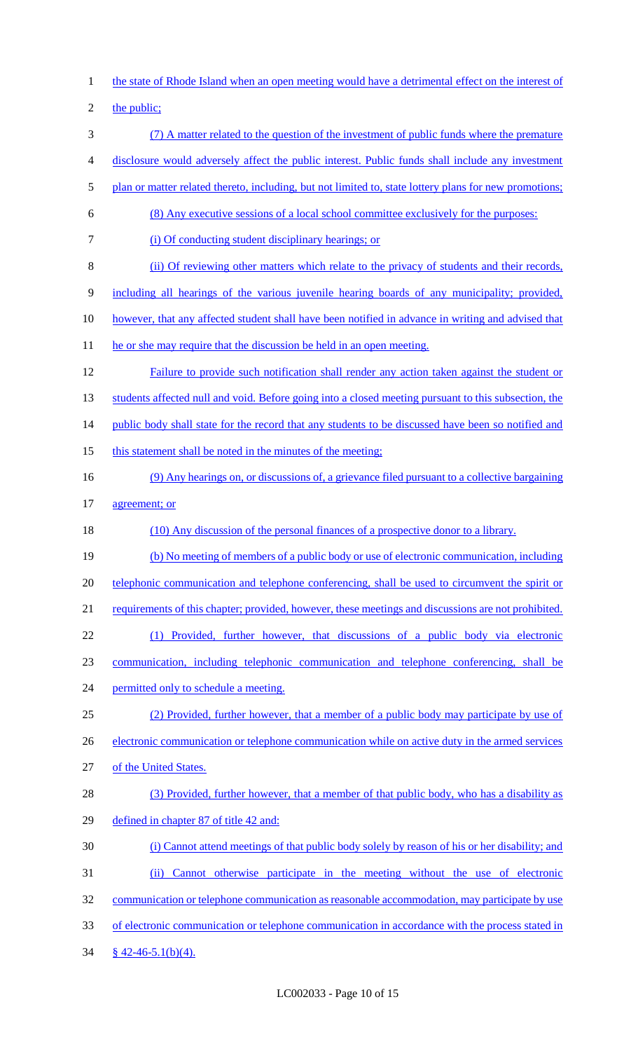the state of Rhode Island when an open meeting would have a detrimental effect on the interest of the public;

(7) A matter related to the question of the investment of public funds where the premature disclosure would adversely affect the public interest. Public funds shall include any investment plan or matter related thereto, including, but not limited to, state lottery plans for new promotions;

(8) Any executive sessions of a local school committee exclusively for the purposes:

(i) Of conducting student disciplinary hearings; or

(ii) Of reviewing other matters which relate to the privacy of students and their records, including all hearings of the various juvenile hearing boards of any municipality; provided, however, that any affected student shall have been notified in advance in writing and advised that he or she may require that the discussion be held in an open meeting.

Failure to provide such notification shall render any action taken against the student or students affected null and void. Before going into a closed meeting pursuant to this subsection, the public body shall state for the record that any students to be discussed have been so notified and this statement shall be noted in the minutes of the meeting;

(9) Any hearings on, or discussions of, a grievance filed pursuant to a collective bargaining agreement; or

(10) Any discussion of the personal finances of a prospective donor to a library.

(b) No meeting of members of a public body or use of electronic communication, including telephonic communication and telephone conferencing, shall be used to circumvent the spirit or requirements of this chapter; provided, however, these meetings and discussions are not prohibited.

(1) Provided, further however, that discussions of a public body via electronic communication, including telephonic communication and telephone conferencing, shall be permitted only to schedule a meeting.

(2) Provided, further however, that a member of a public body may participate by use of electronic communication or telephone communication while on active duty in the armed services of the United States.

(3) Provided, further however, that a member of that public body, who has a disability as defined in chapter 87 of title 42 and:

(i) Cannot attend meetings of that public body solely by reason of his or her disability; and

(ii) Cannot otherwise participate in the meeting without the use of electronic communication or telephone communication as reasonable accommodation, may participate by use of electronic communication or telephone communication in accordance with the process stated in § 42-46-5.1(b)(4).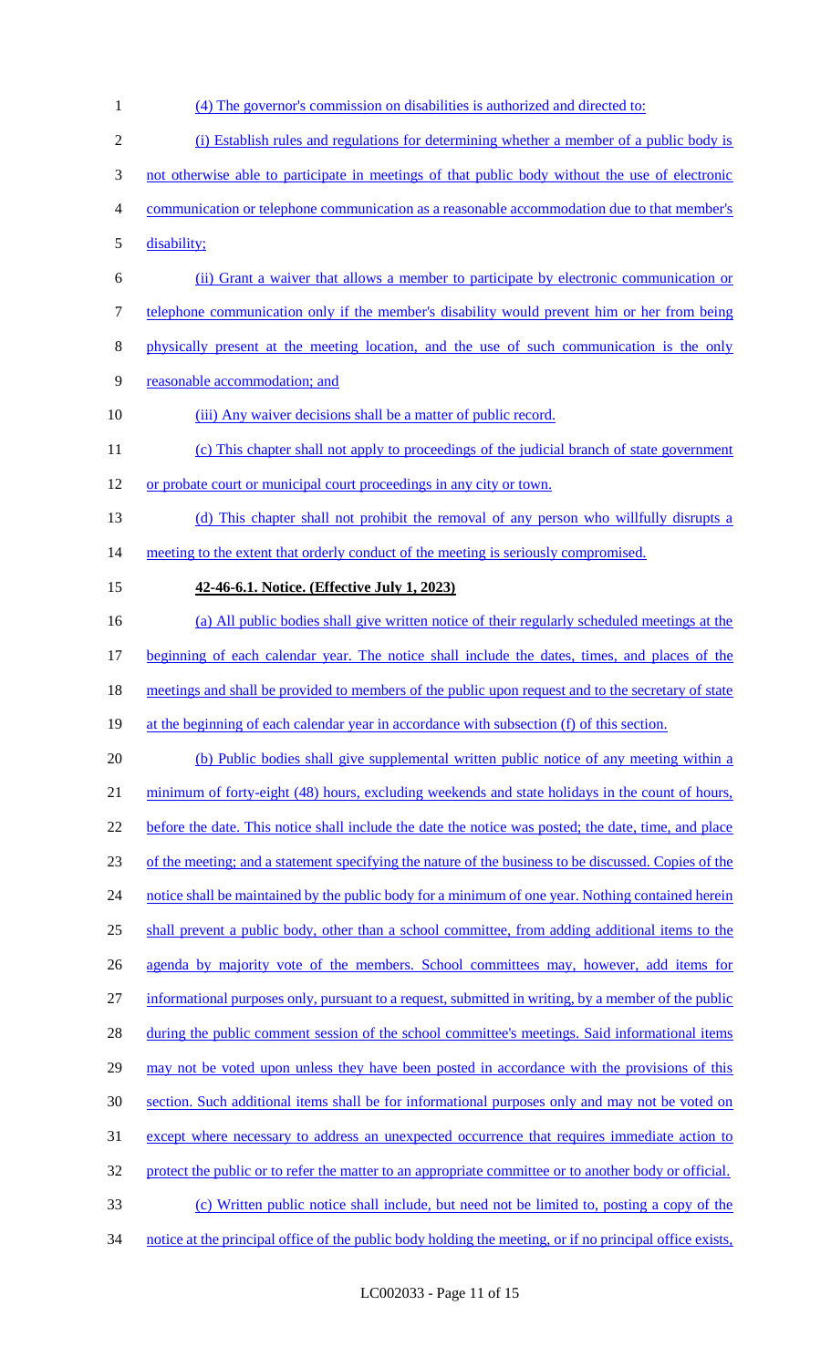(4) The governor's commission on disabilities is authorized and directed to:

(i) Establish rules and regulations for determining whether a member of a public body is not otherwise able to participate in meetings of that public body without the use of electronic communication or telephone communication as a reasonable accommodation due to that member's disability;

(ii) Grant a waiver that allows a member to participate by electronic communication or telephone communication only if the member's disability would prevent him or her from being physically present at the meeting location, and the use of such communication is the only reasonable accommodation; and

(iii) Any waiver decisions shall be a matter of public record.

(c) This chapter shall not apply to proceedings of the judicial branch of state government or probate court or municipal court proceedings in any city or town.

(d) This chapter shall not prohibit the removal of any person who willfully disrupts a meeting to the extent that orderly conduct of the meeting is seriously compromised.

**42-46-6.1. Notice. (Effective July 1, 2023)**

(a) All public bodies shall give written notice of their regularly scheduled meetings at the beginning of each calendar year. The notice shall include the dates, times, and places of the meetings and shall be provided to members of the public upon request and to the secretary of state at the beginning of each calendar year in accordance with subsection (f) of this section.

(b) Public bodies shall give supplemental written public notice of any meeting within a minimum of forty-eight (48) hours, excluding weekends and state holidays in the count of hours, before the date. This notice shall include the date the notice was posted; the date, time, and place of the meeting; and a statement specifying the nature of the business to be discussed. Copies of the notice shall be maintained by the public body for a minimum of one year. Nothing contained herein shall prevent a public body, other than a school committee, from adding additional items to the agenda by majority vote of the members. School committees may, however, add items for informational purposes only, pursuant to a request, submitted in writing, by a member of the public during the public comment session of the school committee's meetings. Said informational items may not be voted upon unless they have been posted in accordance with the provisions of this section. Such additional items shall be for informational purposes only and may not be voted on except where necessary to address an unexpected occurrence that requires immediate action to protect the public or to refer the matter to an appropriate committee or to another body or official.

(c) Written public notice shall include, but need not be limited to, posting a copy of the notice at the principal office of the public body holding the meeting, or if no principal office exists,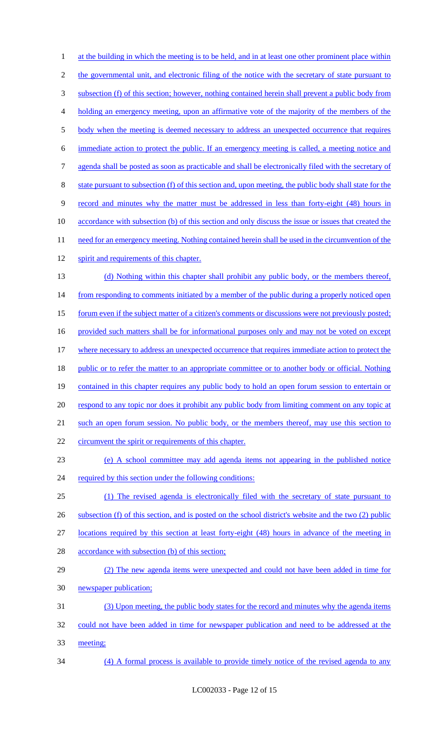at the building in which the meeting is to be held, and in at least one other prominent place within the governmental unit, and electronic filing of the notice with the secretary of state pursuant to subsection (f) of this section; however, nothing contained herein shall prevent a public body from holding an emergency meeting, upon an affirmative vote of the majority of the members of the body when the meeting is deemed necessary to address an unexpected occurrence that requires immediate action to protect the public. If an emergency meeting is called, a meeting notice and agenda shall be posted as soon as practicable and shall be electronically filed with the secretary of state pursuant to subsection (f) of this section and, upon meeting, the public body shall state for the record and minutes why the matter must be addressed in less than forty-eight (48) hours in accordance with subsection (b) of this section and only discuss the issue or issues that created the need for an emergency meeting. Nothing contained herein shall be used in the circumvention of the spirit and requirements of this chapter.

(d) Nothing within this chapter shall prohibit any public body, or the members thereof, from responding to comments initiated by a member of the public during a properly noticed open forum even if the subject matter of a citizen's comments or discussions were not previously posted; provided such matters shall be for informational purposes only and may not be voted on except where necessary to address an unexpected occurrence that requires immediate action to protect the public or to refer the matter to an appropriate committee or to another body or official. Nothing contained in this chapter requires any public body to hold an open forum session to entertain or respond to any topic nor does it prohibit any public body from limiting comment on any topic at such an open forum session. No public body, or the members thereof, may use this section to circumvent the spirit or requirements of this chapter.

(e) A school committee may add agenda items not appearing in the published notice required by this section under the following conditions:

(1) The revised agenda is electronically filed with the secretary of state pursuant to subsection (f) of this section, and is posted on the school district's website and the two (2) public locations required by this section at least forty-eight (48) hours in advance of the meeting in accordance with subsection (b) of this section;

(2) The new agenda items were unexpected and could not have been added in time for newspaper publication;

(3) Upon meeting, the public body states for the record and minutes why the agenda items could not have been added in time for newspaper publication and need to be addressed at the meeting;

(4) A formal process is available to provide timely notice of the revised agenda to any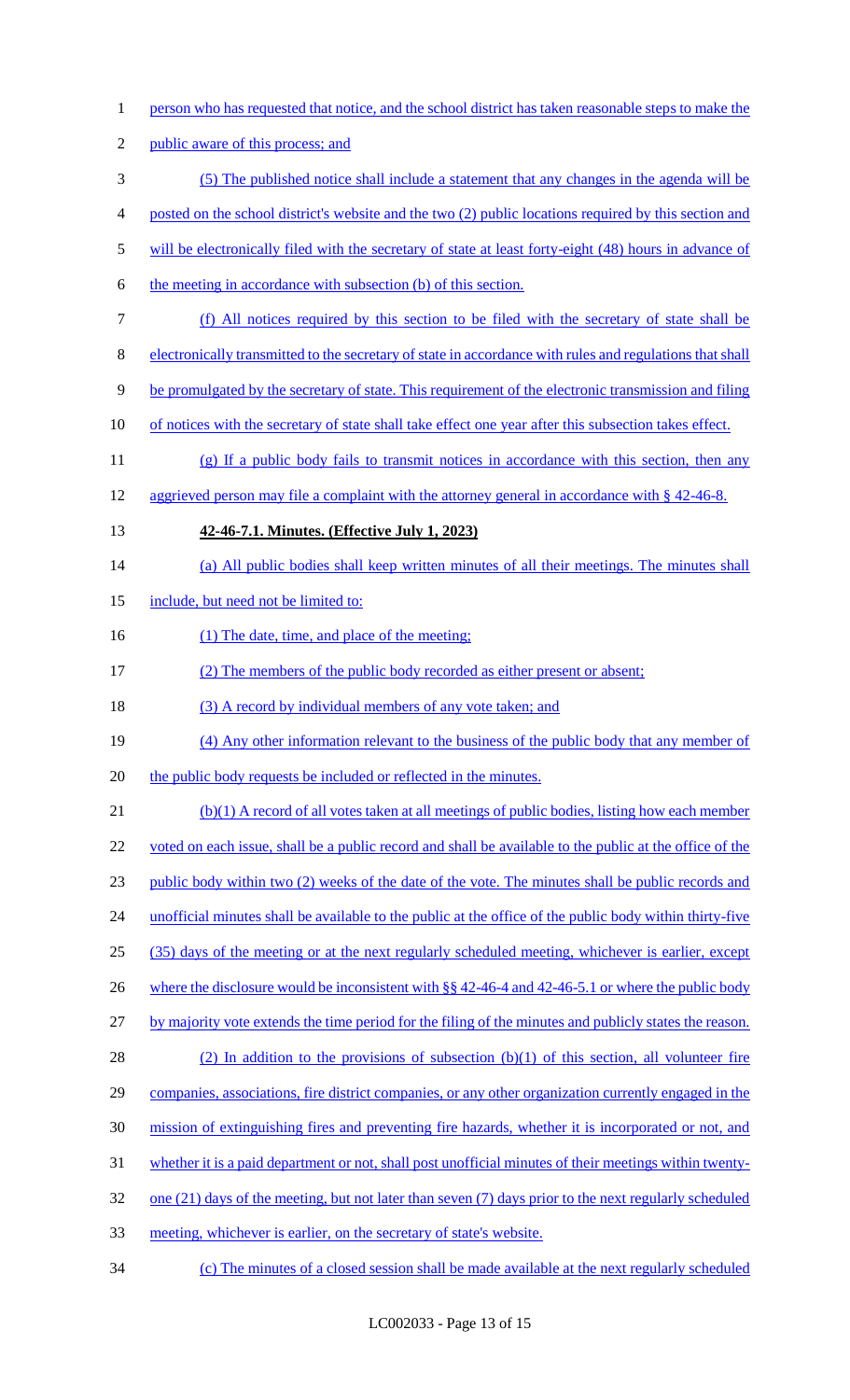person who has requested that notice, and the school district has taken reasonable steps to make the public aware of this process; and

(5) The published notice shall include a statement that any changes in the agenda will be posted on the school district's website and the two (2) public locations required by this section and will be electronically filed with the secretary of state at least forty-eight (48) hours in advance of the meeting in accordance with subsection (b) of this section.

(f) All notices required by this section to be filed with the secretary of state shall be electronically transmitted to the secretary of state in accordance with rules and regulations that shall be promulgated by the secretary of state. This requirement of the electronic transmission and filing of notices with the secretary of state shall take effect one year after this subsection takes effect.

(g) If a public body fails to transmit notices in accordance with this section, then any aggrieved person may file a complaint with the attorney general in accordance with § 42-46-8.

**42-46-7.1. Minutes. (Effective July 1, 2023)**

(a) All public bodies shall keep written minutes of all their meetings. The minutes shall include, but need not be limited to:

(1) The date, time, and place of the meeting;

(2) The members of the public body recorded as either present or absent;

(3) A record by individual members of any vote taken; and

(4) Any other information relevant to the business of the public body that any member of the public body requests be included or reflected in the minutes.

(b)(1) A record of all votes taken at all meetings of public bodies, listing how each member voted on each issue, shall be a public record and shall be available to the public at the office of the public body within two (2) weeks of the date of the vote. The minutes shall be public records and unofficial minutes shall be available to the public at the office of the public body within thirty-five (35) days of the meeting or at the next regularly scheduled meeting, whichever is earlier, except where the disclosure would be inconsistent with §§ 42-46-4 and 42-46-5.1 or where the public body by majority vote extends the time period for the filing of the minutes and publicly states the reason.

(2) In addition to the provisions of subsection (b)(1) of this section, all volunteer fire companies, associations, fire district companies, or any other organization currently engaged in the mission of extinguishing fires and preventing fire hazards, whether it is incorporated or not, and whether it is a paid department or not, shall post unofficial minutes of their meetings within twenty-one (21) days of the meeting, but not later than seven (7) days prior to the next regularly scheduled meeting, whichever is earlier, on the secretary of state's website.

(c) The minutes of a closed session shall be made available at the next regularly scheduled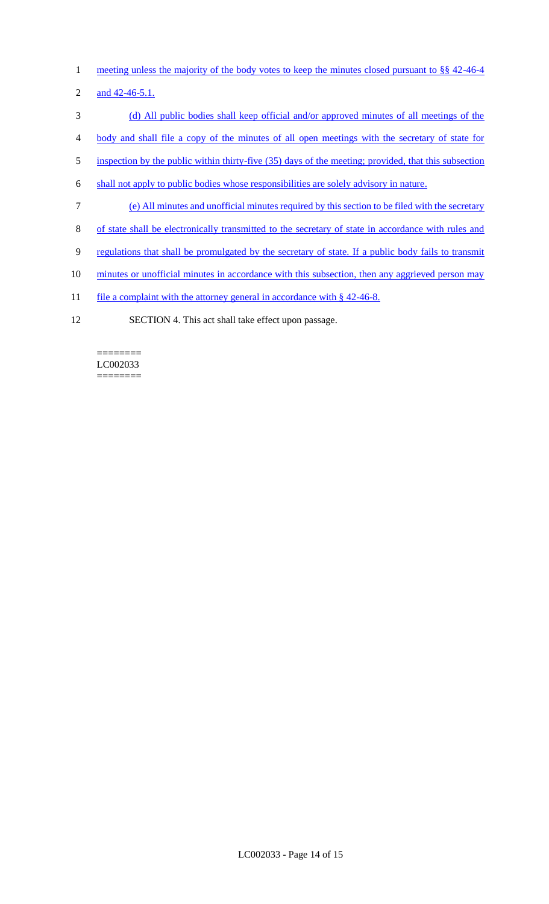meeting unless the majority of the body votes to keep the minutes closed pursuant to §§ 42-46-4 and 42-46-5.1.

(d) All public bodies shall keep official and/or approved minutes of all meetings of the body and shall file a copy of the minutes of all open meetings with the secretary of state for inspection by the public within thirty-five (35) days of the meeting; provided, that this subsection shall not apply to public bodies whose responsibilities are solely advisory in nature.

(e) All minutes and unofficial minutes required by this section to be filed with the secretary of state shall be electronically transmitted to the secretary of state in accordance with rules and regulations that shall be promulgated by the secretary of state. If a public body fails to transmit minutes or unofficial minutes in accordance with this subsection, then any aggrieved person may file a complaint with the attorney general in accordance with § 42-46-8.

SECTION 4. This act shall take effect upon passage.

========
LC002033
========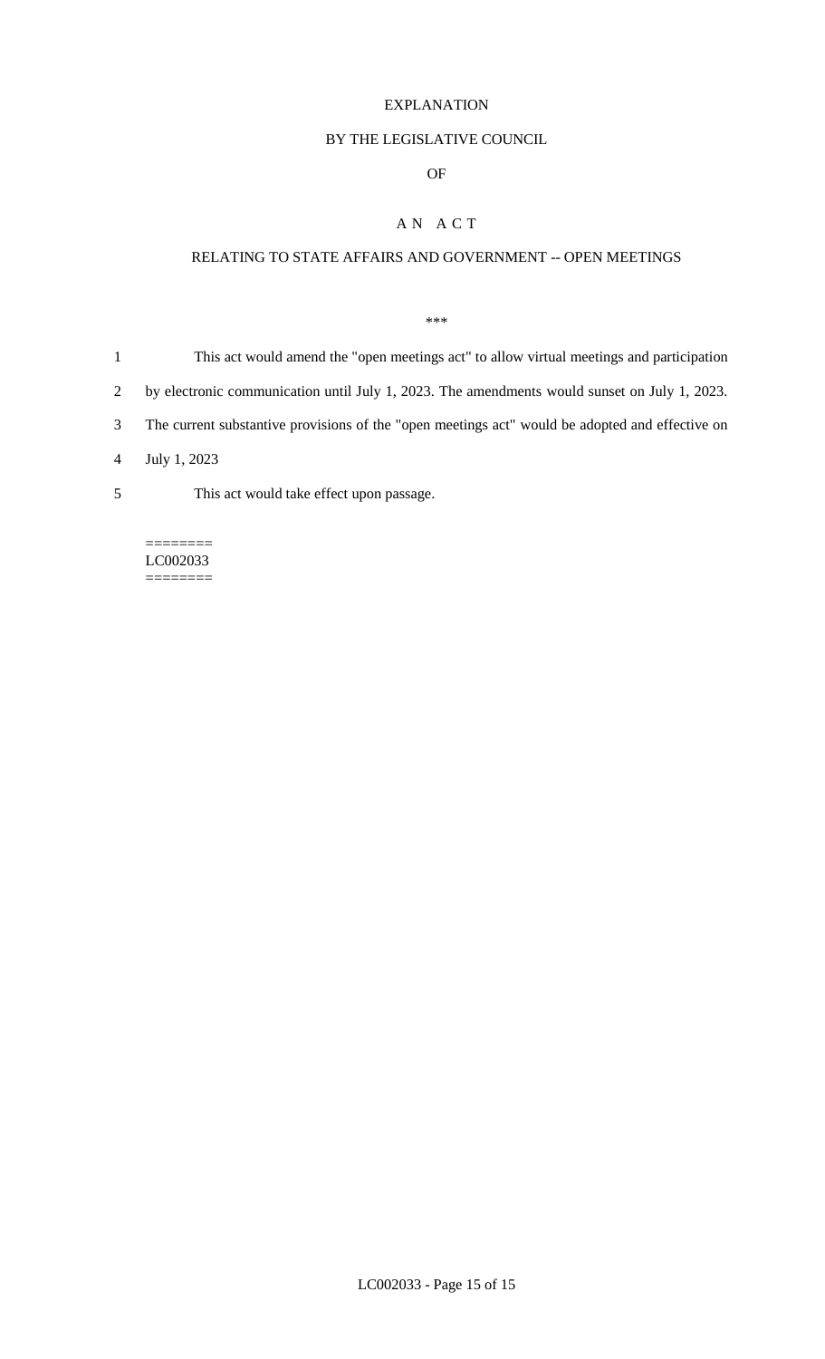EXPLANATION

BY THE LEGISLATIVE COUNCIL

OF

A N A C T

RELATING TO STATE AFFAIRS AND GOVERNMENT -- OPEN MEETINGS

\*\*\*

This act would amend the "open meetings act" to allow virtual meetings and participation by electronic communication until July 1, 2023. The amendments would sunset on July 1, 2023. The current substantive provisions of the "open meetings act" would be adopted and effective on July 1, 2023

This act would take effect upon passage.

========
LC002033
========